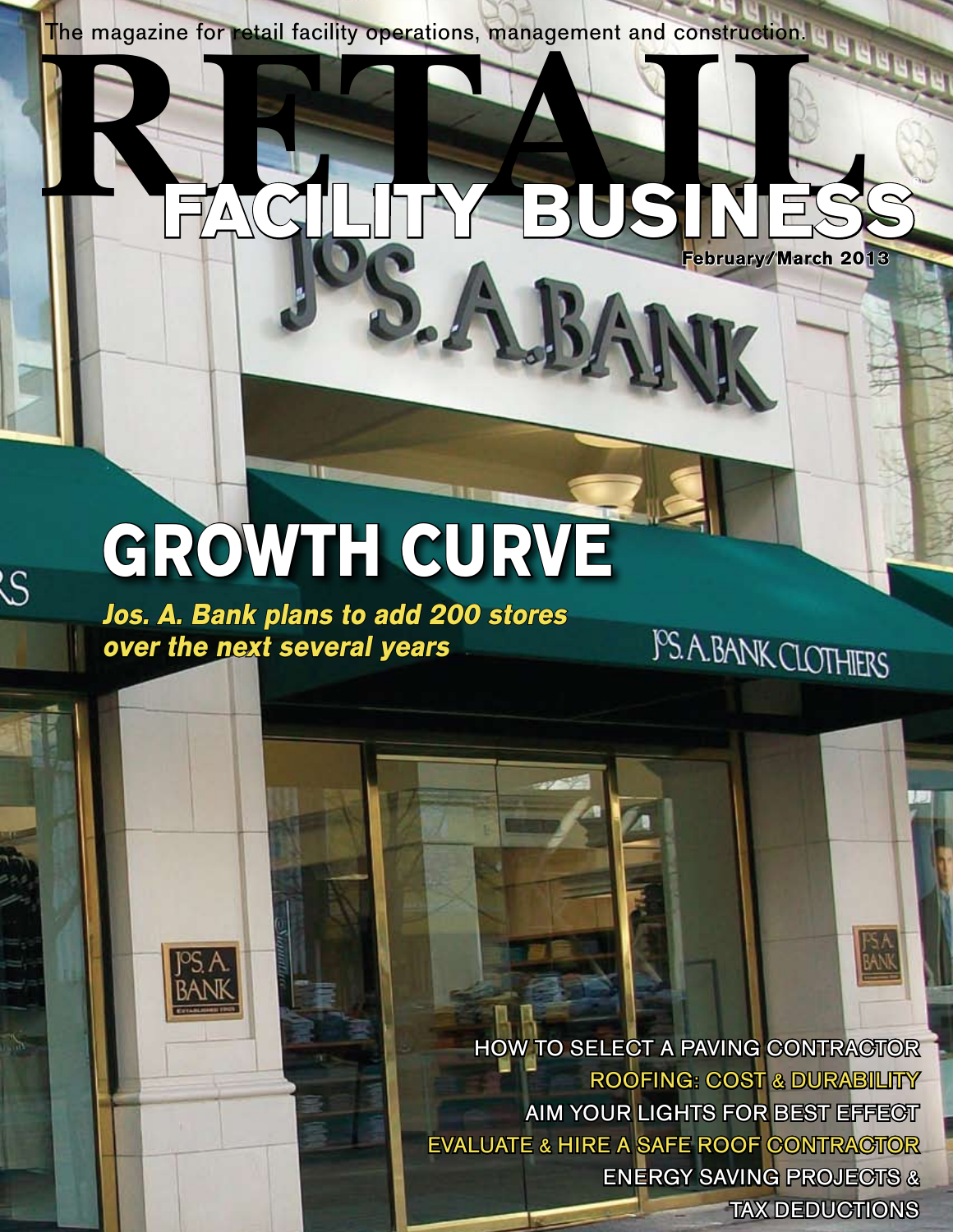The magazine for retail facility operations, management and construction.

# RETAIL FACILITY BUSINESS

February/March 2013

## GROWTH CURVE

***Jos. A. Bank plans to add 200 stores over the next several years***

HOW TO SELECT A PAVING CONTRACTOR

ROOFING: COST & DURABILITY

AIM YOUR LIGHTS FOR BEST EFFECT

EVALUATE & HIRE A SAFE ROOF CONTRACTOR

ENERGY SAVING PROJECTS & TAX DEDUCTIONS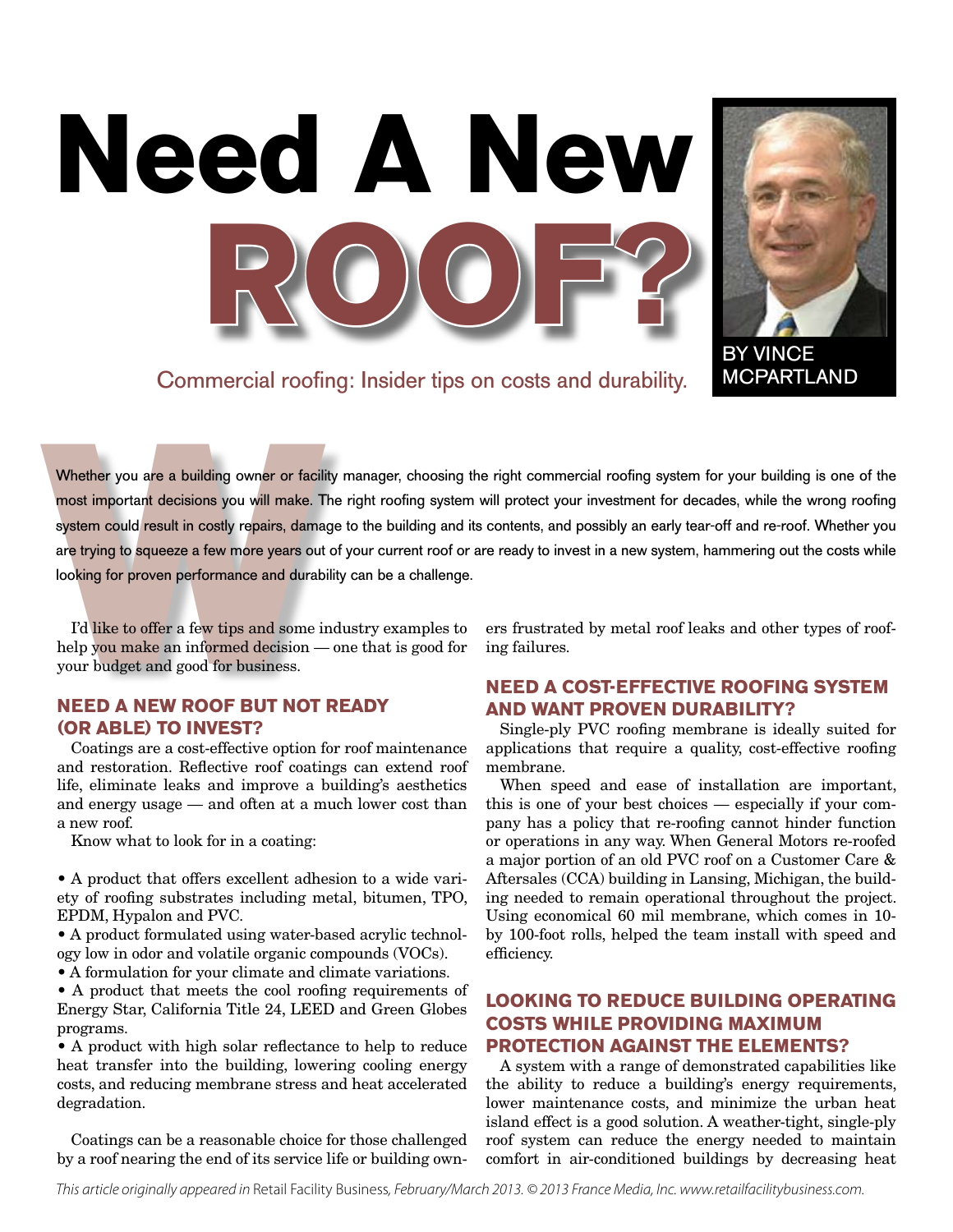# Need A New ROOF?

Commercial roofing: Insider tips on costs and durability.

BY VINCE MCPARTLAND

Whether you are a building owner or facility manager, choosing the right commercial roofing system for your building is one of the most important decisions you will make. The right roofing system will protect your investment for decades, while the wrong roofing system could result in costly repairs, damage to the building and its contents, and possibly an early tear-off and re-roof. Whether you are trying to squeeze a few more years out of your current roof or are ready to invest in a new system, hammering out the costs while looking for proven performance and durability can be a challenge.

I'd like to offer a few tips and some industry examples to help you make an informed decision — one that is good for your budget and good for business.

## NEED A NEW ROOF BUT NOT READY (OR ABLE) TO INVEST?

Coatings are a cost-effective option for roof maintenance and restoration. Reflective roof coatings can extend roof life, eliminate leaks and improve a building's aesthetics and energy usage — and often at a much lower cost than a new roof.

Know what to look for in a coating:

- A product that offers excellent adhesion to a wide variety of roofing substrates including metal, bitumen, TPO, EPDM, Hypalon and PVC.
- A product formulated using water-based acrylic technology low in odor and volatile organic compounds (VOCs).
- A formulation for your climate and climate variations.
- A product that meets the cool roofing requirements of Energy Star, California Title 24, LEED and Green Globes programs.
- A product with high solar reflectance to help to reduce heat transfer into the building, lowering cooling energy costs, and reducing membrane stress and heat accelerated degradation.

Coatings can be a reasonable choice for those challenged by a roof nearing the end of its service life or building owners frustrated by metal roof leaks and other types of roofing failures.

## NEED A COST-EFFECTIVE ROOFING SYSTEM AND WANT PROVEN DURABILITY?

Single-ply PVC roofing membrane is ideally suited for applications that require a quality, cost-effective roofing membrane.

When speed and ease of installation are important, this is one of your best choices — especially if your company has a policy that re-roofing cannot hinder function or operations in any way. When General Motors re-roofed a major portion of an old PVC roof on a Customer Care & Aftersales (CCA) building in Lansing, Michigan, the building needed to remain operational throughout the project. Using economical 60 mil membrane, which comes in 10- by 100-foot rolls, helped the team install with speed and efficiency.

## LOOKING TO REDUCE BUILDING OPERATING COSTS WHILE PROVIDING MAXIMUM PROTECTION AGAINST THE ELEMENTS?

A system with a range of demonstrated capabilities like the ability to reduce a building's energy requirements, lower maintenance costs, and minimize the urban heat island effect is a good solution. A weather-tight, single-ply roof system can reduce the energy needed to maintain comfort in air-conditioned buildings by decreasing heat

*This article originally appeared in* Retail Facility Business*, February/March 2013. © 2013 France Media, Inc. www.retailfacilitybusiness.com.*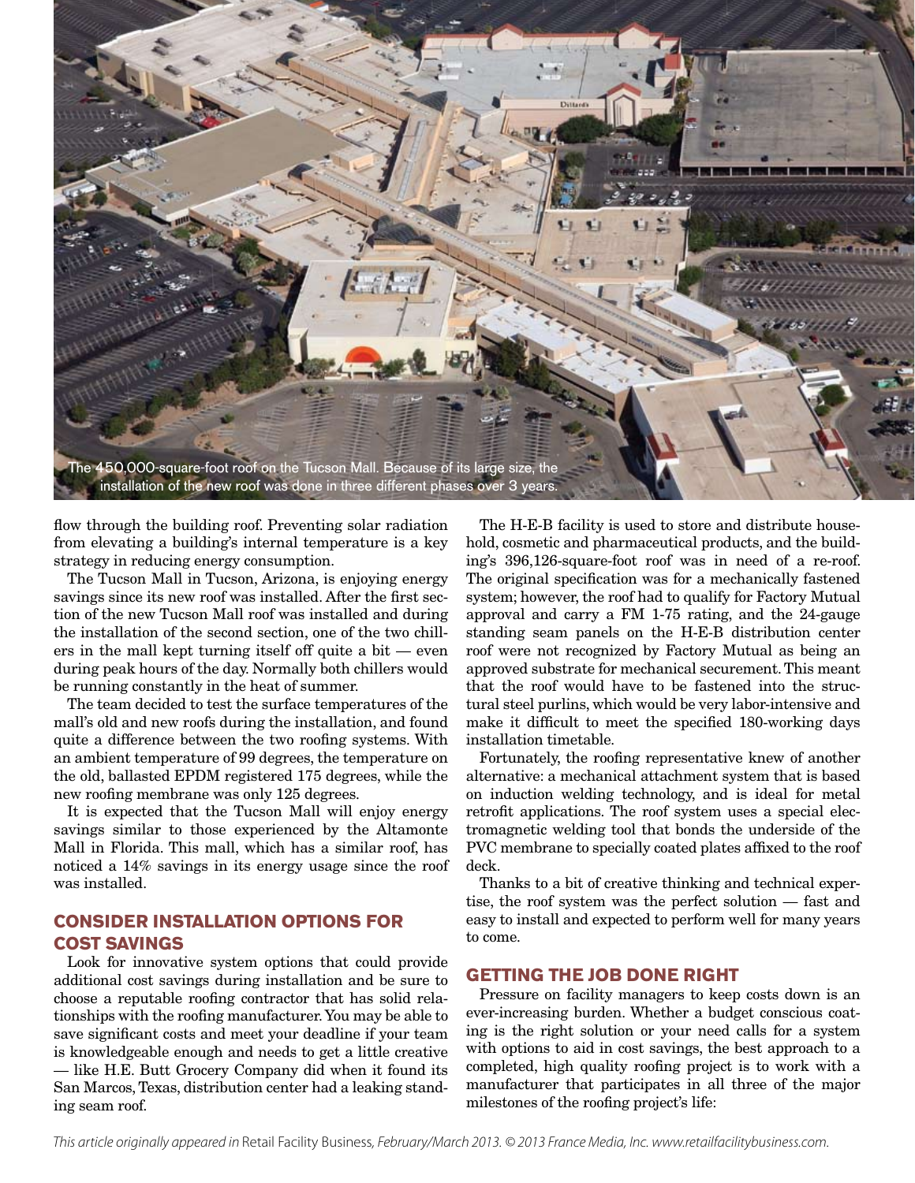The 450,000-square-foot roof on the Tucson Mall. Because of its large size, the installation of the new roof was done in three different phases over 3 years.

flow through the building roof. Preventing solar radiation from elevating a building's internal temperature is a key strategy in reducing energy consumption.

The Tucson Mall in Tucson, Arizona, is enjoying energy savings since its new roof was installed. After the first section of the new Tucson Mall roof was installed and during the installation of the second section, one of the two chillers in the mall kept turning itself off quite a bit — even during peak hours of the day. Normally both chillers would be running constantly in the heat of summer.

The team decided to test the surface temperatures of the mall's old and new roofs during the installation, and found quite a difference between the two roofing systems. With an ambient temperature of 99 degrees, the temperature on the old, ballasted EPDM registered 175 degrees, while the new roofing membrane was only 125 degrees.

It is expected that the Tucson Mall will enjoy energy savings similar to those experienced by the Altamonte Mall in Florida. This mall, which has a similar roof, has noticed a 14% savings in its energy usage since the roof was installed.

## CONSIDER INSTALLATION OPTIONS FOR COST SAVINGS

Look for innovative system options that could provide additional cost savings during installation and be sure to choose a reputable roofing contractor that has solid relationships with the roofing manufacturer. You may be able to save significant costs and meet your deadline if your team is knowledgeable enough and needs to get a little creative — like H.E. Butt Grocery Company did when it found its San Marcos, Texas, distribution center had a leaking standing seam roof.

The H-E-B facility is used to store and distribute household, cosmetic and pharmaceutical products, and the building's 396,126-square-foot roof was in need of a re-roof. The original specification was for a mechanically fastened system; however, the roof had to qualify for Factory Mutual approval and carry a FM 1-75 rating, and the 24-gauge standing seam panels on the H-E-B distribution center roof were not recognized by Factory Mutual as being an approved substrate for mechanical securement. This meant that the roof would have to be fastened into the structural steel purlins, which would be very labor-intensive and make it difficult to meet the specified 180-working days installation timetable.

Fortunately, the roofing representative knew of another alternative: a mechanical attachment system that is based on induction welding technology, and is ideal for metal retrofit applications. The roof system uses a special electromagnetic welding tool that bonds the underside of the PVC membrane to specially coated plates affixed to the roof deck.

Thanks to a bit of creative thinking and technical expertise, the roof system was the perfect solution — fast and easy to install and expected to perform well for many years to come.

## GETTING THE JOB DONE RIGHT

Pressure on facility managers to keep costs down is an ever-increasing burden. Whether a budget conscious coating is the right solution or your need calls for a system with options to aid in cost savings, the best approach to a completed, high quality roofing project is to work with a manufacturer that participates in all three of the major milestones of the roofing project's life: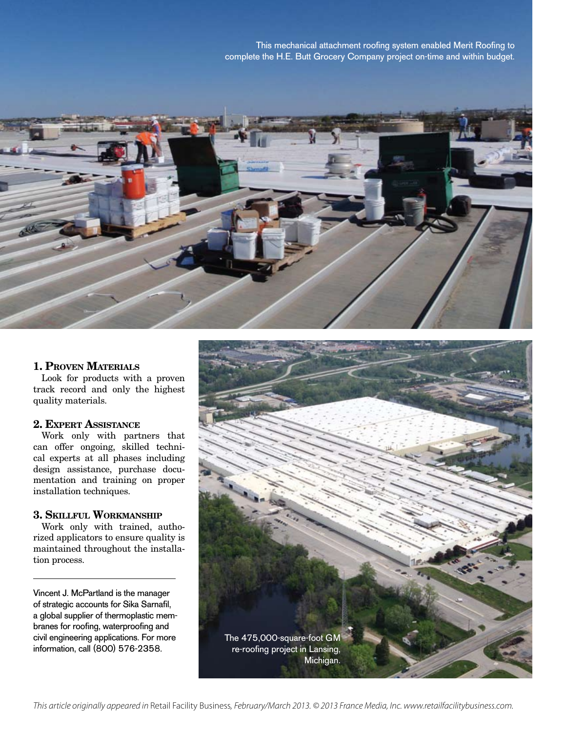This mechanical attachment roofing system enabled Merit Roofing to complete the H.E. Butt Grocery Company project on-time and within budget.

### 1. Proven Materials

Look for products with a proven track record and only the highest quality materials.

### 2. Expert Assistance

Work only with partners that can offer ongoing, skilled technical experts at all phases including design assistance, purchase documentation and training on proper installation techniques.

### 3. Skillful Workmanship

Work only with trained, authorized applicators to ensure quality is maintained throughout the installation process.

---

Vincent J. McPartland is the manager of strategic accounts for Sika Sarnafil, a global supplier of thermoplastic membranes for roofing, waterproofing and civil engineering applications. For more information, call (800) 576-2358.

The 475,000-square-foot GM re-roofing project in Lansing, Michigan.

*This article originally appeared in* Retail Facility Business, *February/March 2013. © 2013 France Media, Inc. www.retailfacilitybusiness.com.*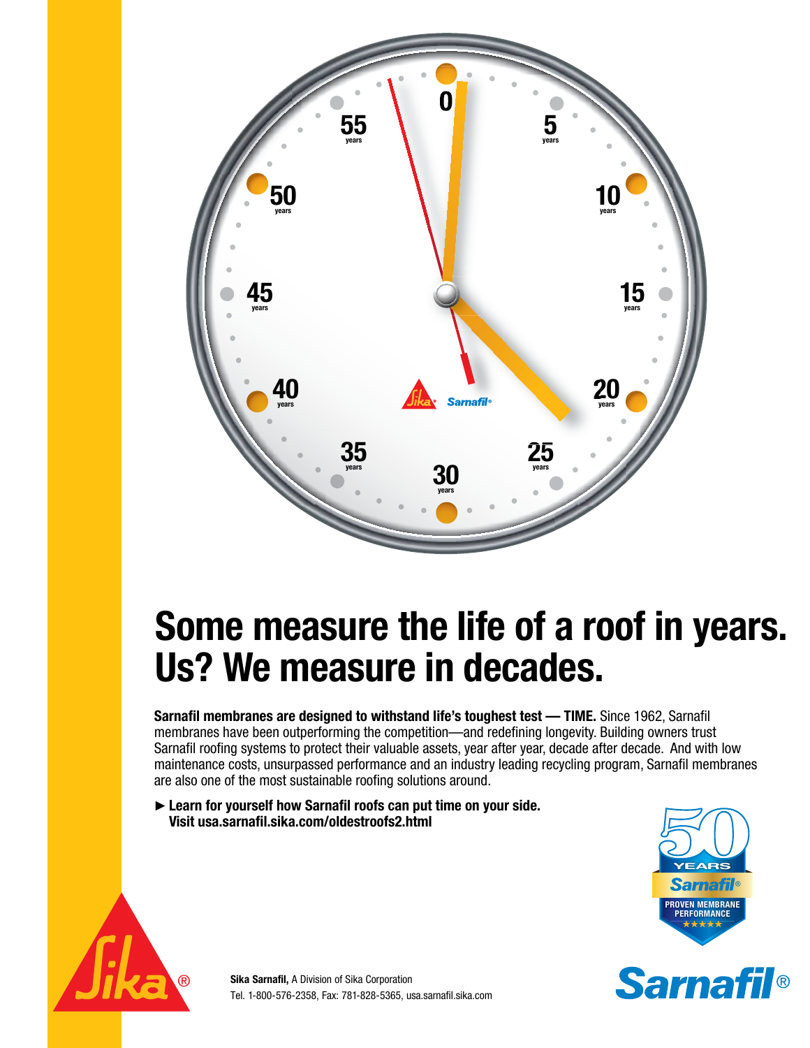# Some measure the life of a roof in years. Us? We measure in decades.

**Sarnafil membranes are designed to withstand life's toughest test — TIME.** Since 1962, Sarnafil membranes have been outperforming the competition—and redefining longevity. Building owners trust Sarnafil roofing systems to protect their valuable assets, year after year, decade after decade. And with low maintenance costs, unsurpassed performance and an industry leading recycling program, Sarnafil membranes are also one of the most sustainable roofing solutions around.

► **Learn for yourself how Sarnafil roofs can put time on your side. Visit usa.sarnafil.sika.com/oldestroofs2.html**

**Sika Sarnafil,** A Division of Sika Corporation
Tel. 1-800-576-2358, Fax: 781-828-5365, usa.sarnafil.sika.com